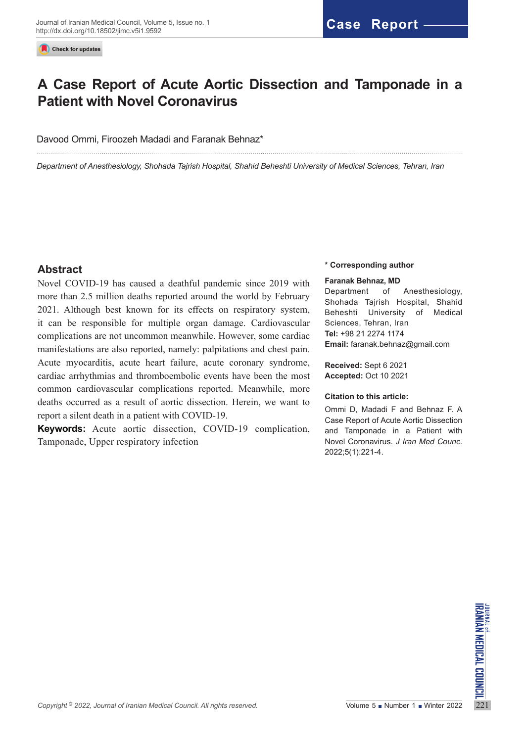Case Report

# A Case Report of Acute Aortic Dissection and Tamponade in a Patient with Novel Coronavirus

Davood Ommi, Firoozeh Madadi and Faranak Behnaz*

*Department of Anesthesiology, Shohada Tajrish Hospital, Shahid Beheshti University of Medical Sciences, Tehran, Iran*

## Abstract

Novel COVID-19 has caused a deathful pandemic since 2019 with more than 2.5 million deaths reported around the world by February 2021. Although best known for its effects on respiratory system, it can be responsible for multiple organ damage. Cardiovascular complications are not uncommon meanwhile. However, some cardiac manifestations are also reported, namely: palpitations and chest pain. Acute myocarditis, acute heart failure, acute coronary syndrome, cardiac arrhythmias and thromboembolic events have been the most common cardiovascular complications reported. Meanwhile, more deaths occurred as a result of aortic dissection. Herein, we want to report a silent death in a patient with COVID-19.

**Keywords:** Acute aortic dissection, COVID-19 complication, Tamponade, Upper respiratory infection

**\* Corresponding author**

**Faranak Behnaz, MD**
Department of Anesthesiology, Shohada Tajrish Hospital, Shahid Beheshti University of Medical Sciences, Tehran, Iran
**Tel:** +98 21 2274 1174
**Email:** faranak.behnaz@gmail.com

**Received:** Sept 6 2021
**Accepted:** Oct 10 2021

**Citation to this article:**

Ommi D, Madadi F and Behnaz F. A Case Report of Acute Aortic Dissection and Tamponade in a Patient with Novel Coronavirus. *J Iran Med Counc*. 2022;5(1):221-4.

*Copyright © 2022, Journal of Iranian Medical Council. All rights reserved.*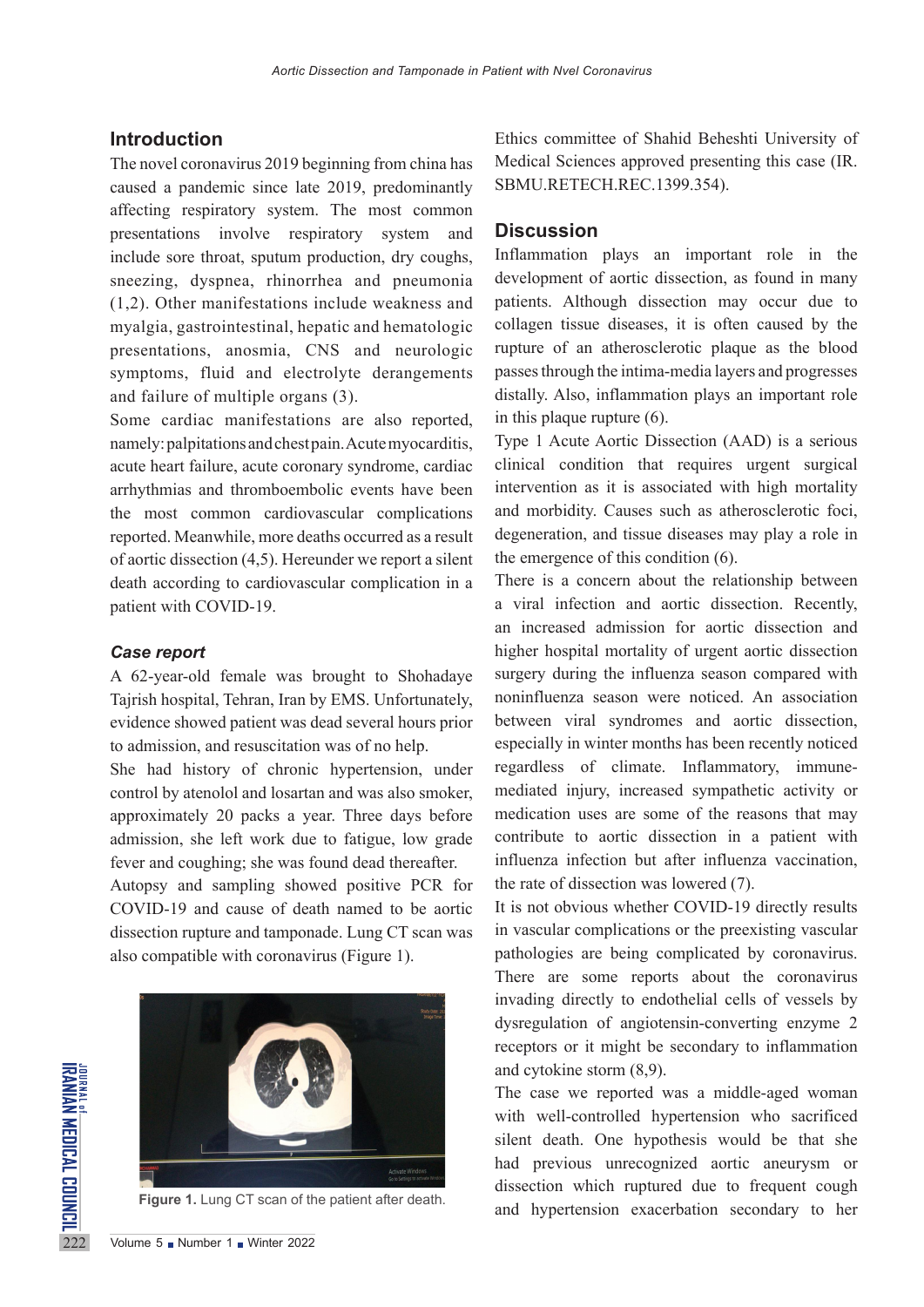## Introduction

The novel coronavirus 2019 beginning from china has caused a pandemic since late 2019, predominantly affecting respiratory system. The most common presentations involve respiratory system and include sore throat, sputum production, dry coughs, sneezing, dyspnea, rhinorrhea and pneumonia (1,2). Other manifestations include weakness and myalgia, gastrointestinal, hepatic and hematologic presentations, anosmia, CNS and neurologic symptoms, fluid and electrolyte derangements and failure of multiple organs (3).

Some cardiac manifestations are also reported, namely: palpitations and chest pain. Acute myocarditis, acute heart failure, acute coronary syndrome, cardiac arrhythmias and thromboembolic events have been the most common cardiovascular complications reported. Meanwhile, more deaths occurred as a result of aortic dissection (4,5). Hereunder we report a silent death according to cardiovascular complication in a patient with COVID-19.

### *Case report*

A 62-year-old female was brought to Shohadaye Tajrish hospital, Tehran, Iran by EMS. Unfortunately, evidence showed patient was dead several hours prior to admission, and resuscitation was of no help.

She had history of chronic hypertension, under control by atenolol and losartan and was also smoker, approximately 20 packs a year. Three days before admission, she left work due to fatigue, low grade fever and coughing; she was found dead thereafter.

Autopsy and sampling showed positive PCR for COVID-19 and cause of death named to be aortic dissection rupture and tamponade. Lung CT scan was also compatible with coronavirus (Figure 1).

**Figure 1.** Lung CT scan of the patient after death.

Ethics committee of Shahid Beheshti University of Medical Sciences approved presenting this case (IR. SBMU.RETECH.REC.1399.354).

## Discussion

Inflammation plays an important role in the development of aortic dissection, as found in many patients. Although dissection may occur due to collagen tissue diseases, it is often caused by the rupture of an atherosclerotic plaque as the blood passes through the intima-media layers and progresses distally. Also, inflammation plays an important role in this plaque rupture (6).

Type 1 Acute Aortic Dissection (AAD) is a serious clinical condition that requires urgent surgical intervention as it is associated with high mortality and morbidity. Causes such as atherosclerotic foci, degeneration, and tissue diseases may play a role in the emergence of this condition (6).

There is a concern about the relationship between a viral infection and aortic dissection. Recently, an increased admission for aortic dissection and higher hospital mortality of urgent aortic dissection surgery during the influenza season compared with noninfluenza season were noticed. An association between viral syndromes and aortic dissection, especially in winter months has been recently noticed regardless of climate. Inflammatory, immune-mediated injury, increased sympathetic activity or medication uses are some of the reasons that may contribute to aortic dissection in a patient with influenza infection but after influenza vaccination, the rate of dissection was lowered (7).

It is not obvious whether COVID-19 directly results in vascular complications or the preexisting vascular pathologies are being complicated by coronavirus. There are some reports about the coronavirus invading directly to endothelial cells of vessels by dysregulation of angiotensin-converting enzyme 2 receptors or it might be secondary to inflammation and cytokine storm (8,9).

The case we reported was a middle-aged woman with well-controlled hypertension who sacrificed silent death. One hypothesis would be that she had previous unrecognized aortic aneurysm or dissection which ruptured due to frequent cough and hypertension exacerbation secondary to her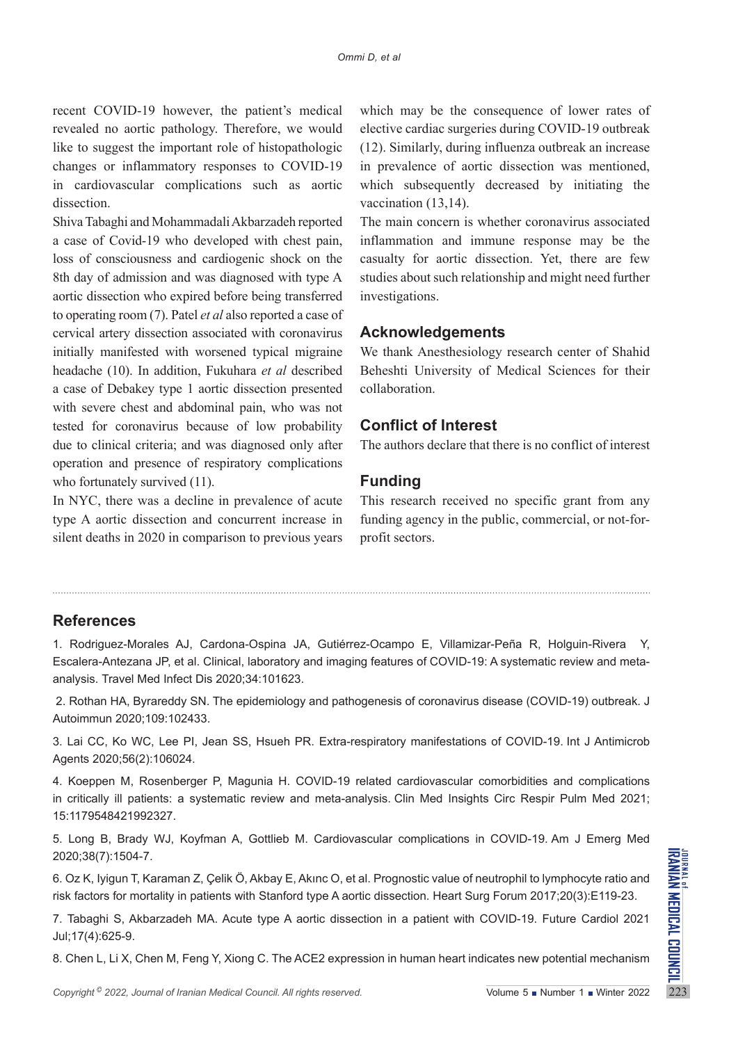recent COVID-19 however, the patient's medical revealed no aortic pathology. Therefore, we would like to suggest the important role of histopathologic changes or inflammatory responses to COVID-19 in cardiovascular complications such as aortic dissection.

Shiva Tabaghi and Mohammadali Akbarzadeh reported a case of Covid-19 who developed with chest pain, loss of consciousness and cardiogenic shock on the 8th day of admission and was diagnosed with type A aortic dissection who expired before being transferred to operating room (7). Patel *et al* also reported a case of cervical artery dissection associated with coronavirus initially manifested with worsened typical migraine headache (10). In addition, Fukuhara *et al* described a case of Debakey type 1 aortic dissection presented with severe chest and abdominal pain, who was not tested for coronavirus because of low probability due to clinical criteria; and was diagnosed only after operation and presence of respiratory complications who fortunately survived (11).

In NYC, there was a decline in prevalence of acute type A aortic dissection and concurrent increase in silent deaths in 2020 in comparison to previous years which may be the consequence of lower rates of elective cardiac surgeries during COVID-19 outbreak (12). Similarly, during influenza outbreak an increase in prevalence of aortic dissection was mentioned, which subsequently decreased by initiating the vaccination (13,14).

The main concern is whether coronavirus associated inflammation and immune response may be the casualty for aortic dissection. Yet, there are few studies about such relationship and might need further investigations.

## Acknowledgements

We thank Anesthesiology research center of Shahid Beheshti University of Medical Sciences for their collaboration.

## Conflict of Interest

The authors declare that there is no conflict of interest

## Funding

This research received no specific grant from any funding agency in the public, commercial, or not-for-profit sectors.

## References

1. Rodriguez-Morales AJ, Cardona-Ospina JA, Gutiérrez-Ocampo E, Villamizar-Peña R, Holguin-Rivera Y, Escalera-Antezana JP, et al. Clinical, laboratory and imaging features of COVID-19: A systematic review and meta-analysis. Travel Med Infect Dis 2020;34:101623.

2. Rothan HA, Byrareddy SN. The epidemiology and pathogenesis of coronavirus disease (COVID-19) outbreak. J Autoimmun 2020;109:102433.

3. Lai CC, Ko WC, Lee PI, Jean SS, Hsueh PR. Extra-respiratory manifestations of COVID-19. Int J Antimicrob Agents 2020;56(2):106024.

4. Koeppen M, Rosenberger P, Magunia H. COVID-19 related cardiovascular comorbidities and complications in critically ill patients: a systematic review and meta-analysis. Clin Med Insights Circ Respir Pulm Med 2021; 15:1179548421992327.

5. Long B, Brady WJ, Koyfman A, Gottlieb M. Cardiovascular complications in COVID-19. Am J Emerg Med 2020;38(7):1504-7.

6. Oz K, Iyigun T, Karaman Z, Çelik Ö, Akbay E, Akınc O, et al. Prognostic value of neutrophil to lymphocyte ratio and risk factors for mortality in patients with Stanford type A aortic dissection. Heart Surg Forum 2017;20(3):E119-23.

7. Tabaghi S, Akbarzadeh MA. Acute type A aortic dissection in a patient with COVID-19. Future Cardiol 2021 Jul;17(4):625-9.

8. Chen L, Li X, Chen M, Feng Y, Xiong C. The ACE2 expression in human heart indicates new potential mechanism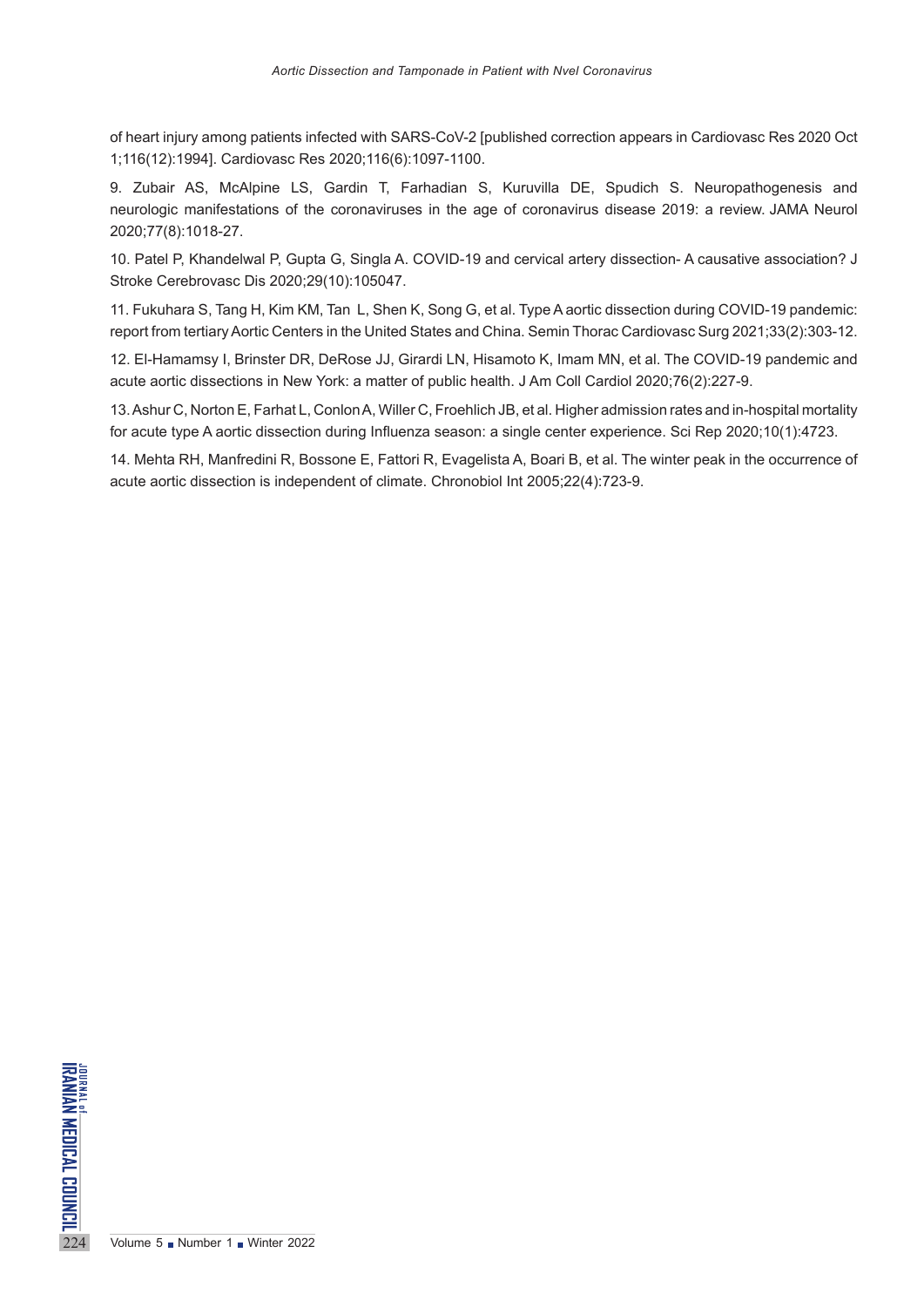of heart injury among patients infected with SARS-CoV-2 [published correction appears in Cardiovasc Res 2020 Oct 1;116(12):1994]. Cardiovasc Res 2020;116(6):1097-1100.

9. Zubair AS, McAlpine LS, Gardin T, Farhadian S, Kuruvilla DE, Spudich S. Neuropathogenesis and neurologic manifestations of the coronaviruses in the age of coronavirus disease 2019: a review. JAMA Neurol 2020;77(8):1018-27.

10. Patel P, Khandelwal P, Gupta G, Singla A. COVID-19 and cervical artery dissection- A causative association? J Stroke Cerebrovasc Dis 2020;29(10):105047.

11. Fukuhara S, Tang H, Kim KM, Tan L, Shen K, Song G, et al. Type A aortic dissection during COVID-19 pandemic: report from tertiary Aortic Centers in the United States and China. Semin Thorac Cardiovasc Surg 2021;33(2):303-12.

12. El-Hamamsy I, Brinster DR, DeRose JJ, Girardi LN, Hisamoto K, Imam MN, et al. The COVID-19 pandemic and acute aortic dissections in New York: a matter of public health. J Am Coll Cardiol 2020;76(2):227-9.

13. Ashur C, Norton E, Farhat L, Conlon A, Willer C, Froehlich JB, et al. Higher admission rates and in-hospital mortality for acute type A aortic dissection during Influenza season: a single center experience. Sci Rep 2020;10(1):4723.

14. Mehta RH, Manfredini R, Bossone E, Fattori R, Evagelista A, Boari B, et al. The winter peak in the occurrence of acute aortic dissection is independent of climate. Chronobiol Int 2005;22(4):723-9.